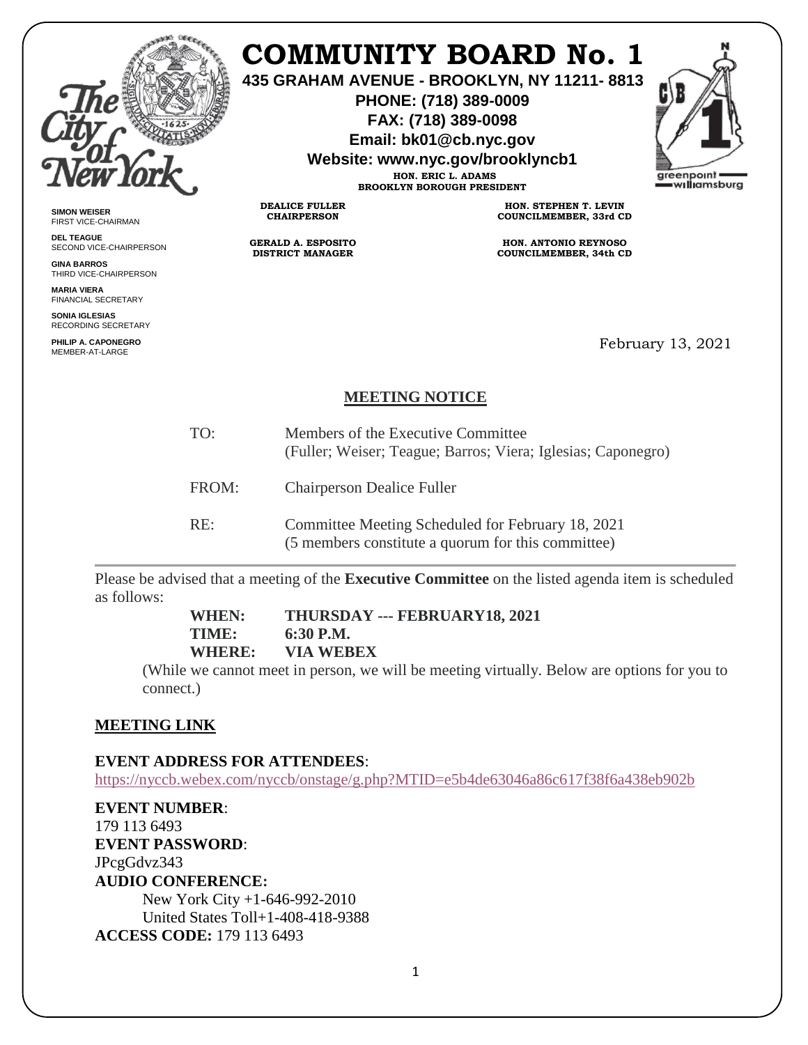# COMMUNITY BOARD No. 1

**435 GRAHAM AVENUE - BROOKLYN, NY 11211- 8813**
**PHONE: (718) 389-0009**
**FAX: (718) 389-0098**
**Email: bk01@cb.nyc.gov**
**Website: www.nyc.gov/brooklyncb1**

**HON. ERIC L. ADAMS**
**BROOKLYN BOROUGH PRESIDENT**

**DEALICE FULLER**
**CHAIRPERSON**

**GERALD A. ESPOSITO**
**DISTRICT MANAGER**

**HON. STEPHEN T. LEVIN**
**COUNCILMEMBER, 33rd CD**

**HON. ANTONIO REYNOSO**
**COUNCILMEMBER, 34th CD**

**SIMON WEISER**
FIRST VICE-CHAIRMAN

**DEL TEAGUE**
SECOND VICE-CHAIRPERSON

**GINA BARROS**
THIRD VICE-CHAIRPERSON

**MARIA VIERA**
FINANCIAL SECRETARY

**SONIA IGLESIAS**
RECORDING SECRETARY

**PHILIP A. CAPONEGRO**
MEMBER-AT-LARGE

February 13, 2021

## MEETING NOTICE

TO: Members of the Executive Committee
(Fuller; Weiser; Teague; Barros; Viera; Iglesias; Caponegro)

FROM: Chairperson Dealice Fuller

RE: Committee Meeting Scheduled for February 18, 2021
(5 members constitute a quorum for this committee)

Please be advised that a meeting of the **Executive Committee** on the listed agenda item is scheduled as follows:

**WHEN: THURSDAY --- FEBRUARY18, 2021**
**TIME: 6:30 P.M.**
**WHERE: VIA WEBEX**

(While we cannot meet in person, we will be meeting virtually. Below are options for you to connect.)

**MEETING LINK**

**EVENT ADDRESS FOR ATTENDEES**:
https://nyccb.webex.com/nyccb/onstage/g.php?MTID=e5b4de63046a86c617f38f6a438eb902b

**EVENT NUMBER**:
179 113 6493

**EVENT PASSWORD**:
JPcgGdvz343

**AUDIO CONFERENCE:**
New York City +1-646-992-2010
United States Toll+1-408-418-9388

**ACCESS CODE:** 179 113 6493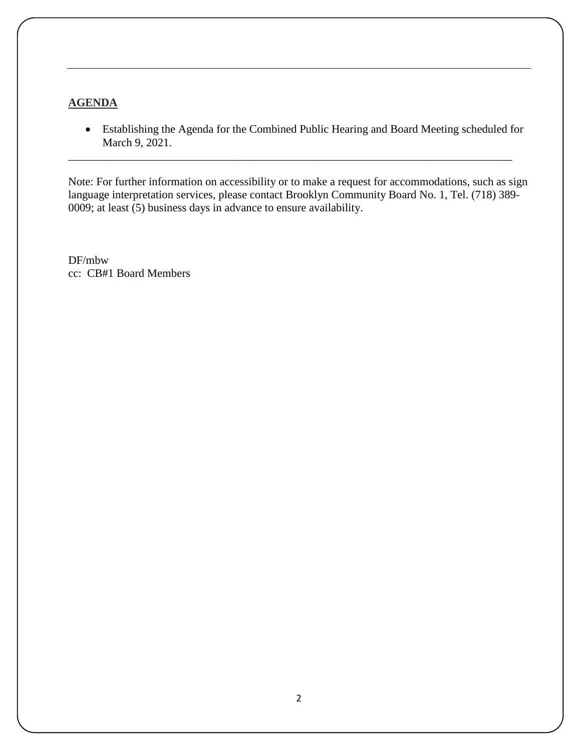## AGENDA

- Establishing the Agenda for the Combined Public Hearing and Board Meeting scheduled for March 9, 2021.

---

Note: For further information on accessibility or to make a request for accommodations, such as sign language interpretation services, please contact Brooklyn Community Board No. 1, Tel. (718) 389-0009; at least (5) business days in advance to ensure availability.

DF/mbw
cc: CB#1 Board Members